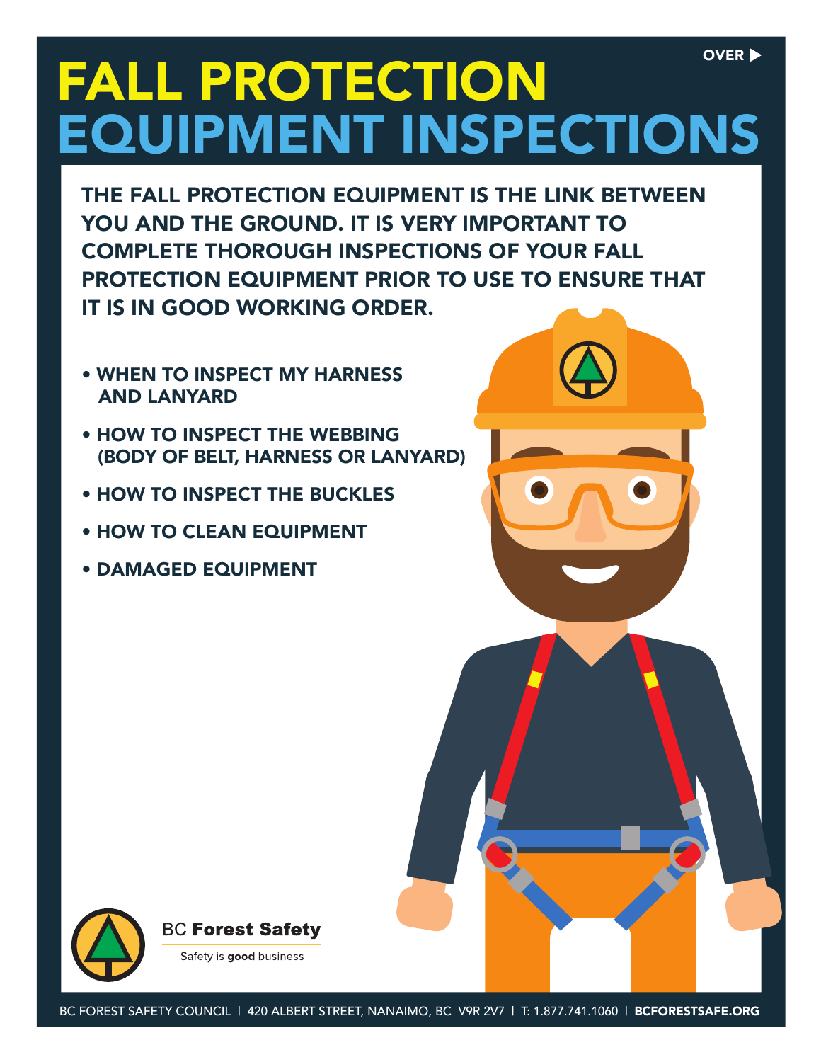OVER ▶

# FALL PROTECTION EQUIPMENT INSPECTIONS

**THE FALL PROTECTION EQUIPMENT IS THE LINK BETWEEN YOU AND THE GROUND. IT IS VERY IMPORTANT TO COMPLETE THOROUGH INSPECTIONS OF YOUR FALL PROTECTION EQUIPMENT PRIOR TO USE TO ENSURE THAT IT IS IN GOOD WORKING ORDER.**

- **WHEN TO INSPECT MY HARNESS AND LANYARD**
- **HOW TO INSPECT THE WEBBING (BODY OF BELT, HARNESS OR LANYARD)**
- **HOW TO INSPECT THE BUCKLES**
- **HOW TO CLEAN EQUIPMENT**
- **DAMAGED EQUIPMENT**

BC **Forest Safety**

Safety is **good** business

BC FOREST SAFETY COUNCIL | 420 ALBERT STREET, NANAIMO, BC V9R 2V7 | T: 1.877.741.1060 | **BCFORESTSAFE.ORG**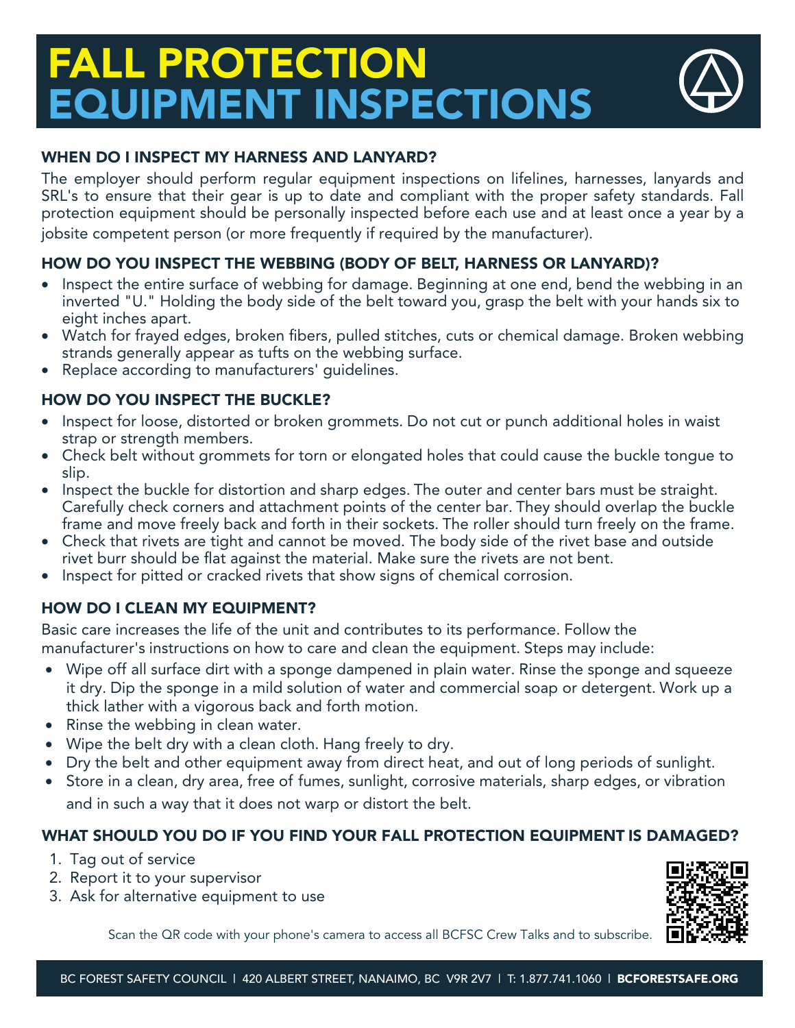# FALL PROTECTION EQUIPMENT INSPECTIONS

## WHEN DO I INSPECT MY HARNESS AND LANYARD?

The employer should perform regular equipment inspections on lifelines, harnesses, lanyards and SRL's to ensure that their gear is up to date and compliant with the proper safety standards. Fall protection equipment should be personally inspected before each use and at least once a year by a jobsite competent person (or more frequently if required by the manufacturer).

## HOW DO YOU INSPECT THE WEBBING (BODY OF BELT, HARNESS OR LANYARD)?

- Inspect the entire surface of webbing for damage. Beginning at one end, bend the webbing in an inverted "U." Holding the body side of the belt toward you, grasp the belt with your hands six to eight inches apart.
- Watch for frayed edges, broken fibers, pulled stitches, cuts or chemical damage. Broken webbing strands generally appear as tufts on the webbing surface.
- Replace according to manufacturers' guidelines.

## HOW DO YOU INSPECT THE BUCKLE?

- Inspect for loose, distorted or broken grommets. Do not cut or punch additional holes in waist strap or strength members.
- Check belt without grommets for torn or elongated holes that could cause the buckle tongue to slip.
- Inspect the buckle for distortion and sharp edges. The outer and center bars must be straight. Carefully check corners and attachment points of the center bar. They should overlap the buckle frame and move freely back and forth in their sockets. The roller should turn freely on the frame.
- Check that rivets are tight and cannot be moved. The body side of the rivet base and outside rivet burr should be flat against the material. Make sure the rivets are not bent.
- Inspect for pitted or cracked rivets that show signs of chemical corrosion.

## HOW DO I CLEAN MY EQUIPMENT?

Basic care increases the life of the unit and contributes to its performance. Follow the manufacturer's instructions on how to care and clean the equipment. Steps may include:

- Wipe off all surface dirt with a sponge dampened in plain water. Rinse the sponge and squeeze it dry. Dip the sponge in a mild solution of water and commercial soap or detergent. Work up a thick lather with a vigorous back and forth motion.
- Rinse the webbing in clean water.
- Wipe the belt dry with a clean cloth. Hang freely to dry.
- Dry the belt and other equipment away from direct heat, and out of long periods of sunlight.
- Store in a clean, dry area, free of fumes, sunlight, corrosive materials, sharp edges, or vibration and in such a way that it does not warp or distort the belt.

## WHAT SHOULD YOU DO IF YOU FIND YOUR FALL PROTECTION EQUIPMENT IS DAMAGED?

1. Tag out of service
2. Report it to your supervisor
3. Ask for alternative equipment to use

Scan the QR code with your phone's camera to access all BCFSC Crew Talks and to subscribe.

BC FOREST SAFETY COUNCIL | 420 ALBERT STREET, NANAIMO, BC V9R 2V7 | T: 1.877.741.1060 | **BCFORESTSAFE.ORG**